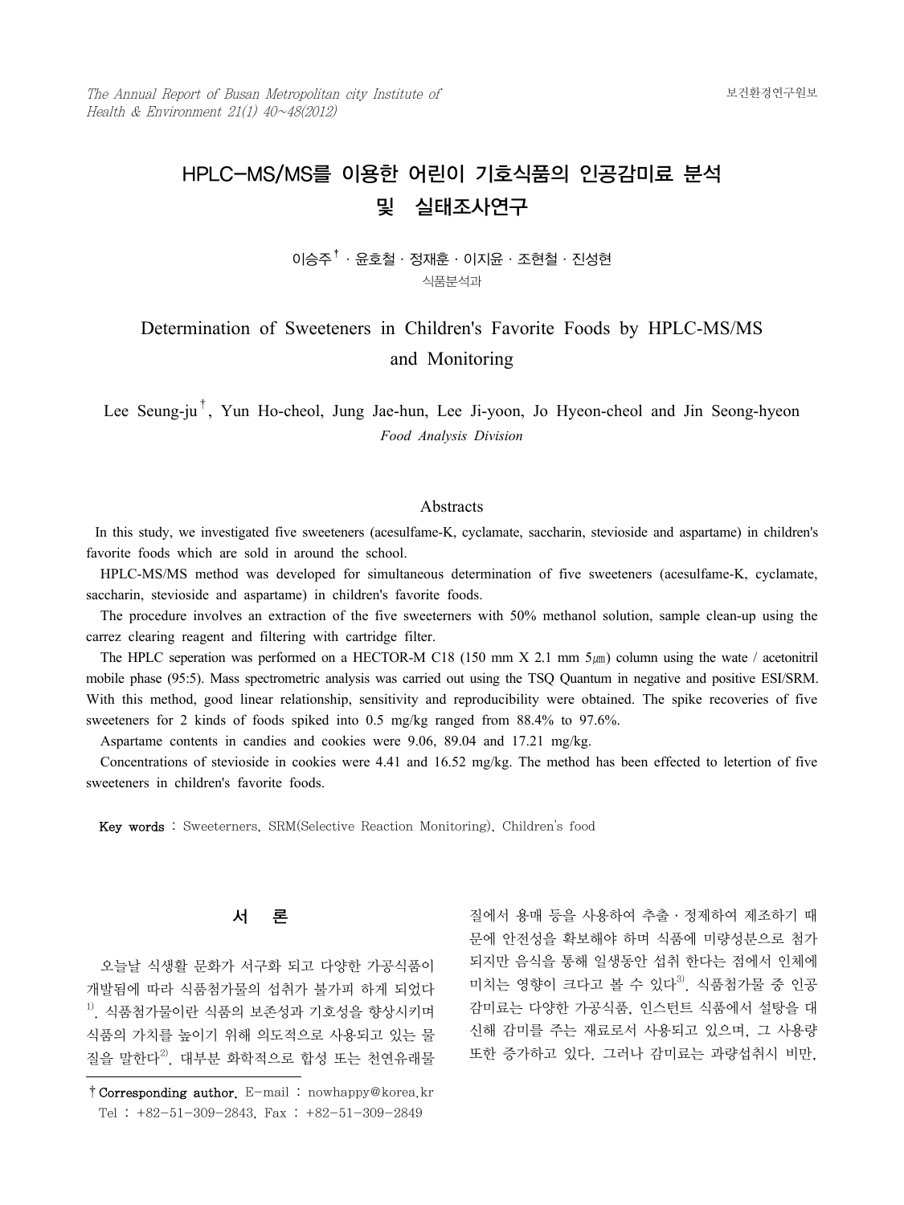# HPLC-MS/MS를 이용한 어린이 기호식품의 인공감미료 분석 및 실태조사연구

이승주[†] · 윤호철 · 정재훈 · 이지윤 · 조현철 · 진성현

식품분석과

# Determination of Sweeteners in Children's Favorite Foods by HPLC-MS/MS and Monitoring

Lee Seung-ju[†], Yun Ho-cheol, Jung Jae-hun, Lee Ji-yoon, Jo Hyeon-cheol and Jin Seong-hyeon

*Food Analysis Division*

## Abstracts

In this study, we investigated five sweeteners (acesulfame-K, cyclamate, saccharin, stevioside and aspartame) in children's favorite foods which are sold in around the school.

HPLC-MS/MS method was developed for simultaneous determination of five sweeteners (acesulfame-K, cyclamate, saccharin, stevioside and aspartame) in children's favorite foods.

The procedure involves an extraction of the five sweeterners with 50% methanol solution, sample clean-up using the carrez clearing reagent and filtering with cartridge filter.

The HPLC seperation was performed on a HECTOR-M C18 (150 mm X 2.1 mm 5㎛) column using the wate / acetonitril mobile phase (95:5). Mass spectrometric analysis was carried out using the TSQ Quantum in negative and positive ESI/SRM. With this method, good linear relationship, sensitivity and reproducibility were obtained. The spike recoveries of five sweeteners for 2 kinds of foods spiked into 0.5 mg/kg ranged from 88.4% to 97.6%.

Aspartame contents in candies and cookies were 9.06, 89.04 and 17.21 mg/kg.

Concentrations of stevioside in cookies were 4.41 and 16.52 mg/kg. The method has been effected to letertion of five sweeteners in children's favorite foods.

**Key words** : Sweeterners, SRM(Selective Reaction Monitoring), Children's food

## 서 론

오늘날 식생활 문화가 서구화 되고 다양한 가공식품이 개발됨에 따라 식품첨가물의 섭취가 불가피 하게 되었다[1]. 식품첨가물이란 식품의 보존성과 기호성을 향상시키며 식품의 가치를 높이기 위해 의도적으로 사용되고 있는 물질을 말한다[2]. 대부분 화학적으로 합성 또는 천연유래물질에서 용매 등을 사용하여 추출 · 정제하여 제조하기 때문에 안전성을 확보해야 하며 식품에 미량성분으로 첨가되지만 음식을 통해 일생동안 섭취 한다는 점에서 인체에 미치는 영향이 크다고 볼 수 있다[3]. 식품첨가물 중 인공감미료는 다양한 가공식품, 인스턴트 식품에서 설탕을 대신해 감미를 주는 재료로서 사용되고 있으며, 그 사용량 또한 증가하고 있다. 그러나 감미료는 과량섭취시 비만,

† Corresponding author. E-mail : nowhappy@korea.kr
Tel : +82-51-309-2843, Fax : +82-51-309-2849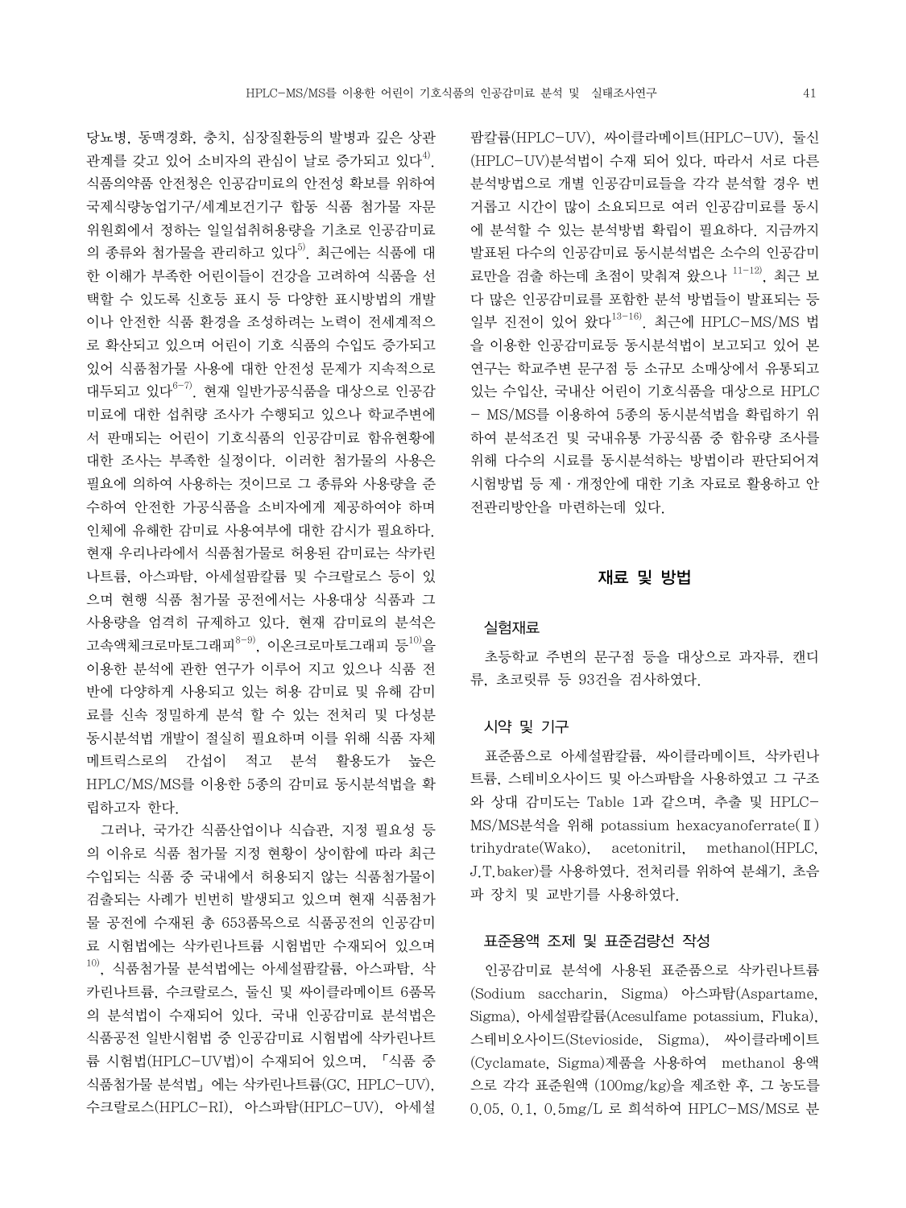당뇨병, 동맥경화, 충치, 심장질환등의 발병과 깊은 상관관계를 갖고 있어 소비자의 관심이 날로 증가되고 있다[4]. 식품의약품 안전청은 인공감미료의 안전성 확보를 위하여 국제식량농업기구/세계보건기구 합동 식품 첨가물 자문위원회에서 정하는 일일섭취허용량을 기초로 인공감미료의 종류와 첨가물을 관리하고 있다[5]. 최근에는 식품에 대한 이해가 부족한 어린이들이 건강을 고려하여 식품을 선택할 수 있도록 신호등 표시 등 다양한 표시방법의 개발이나 안전한 식품 환경을 조성하려는 노력이 전세계적으로 확산되고 있으며 어린이 기호 식품의 수입도 증가되고 있어 식품첨가물 사용에 대한 안전성 문제가 지속적으로 대두되고 있다[6-7]. 현재 일반가공식품을 대상으로 인공감미료에 대한 섭취량 조사가 수행되고 있으나 학교주변에서 판매되는 어린이 기호식품의 인공감미료 함유현황에 대한 조사는 부족한 실정이다. 이러한 첨가물의 사용은 필요에 의하여 사용하는 것이므로 그 종류와 사용량을 준수하여 안전한 가공식품을 소비자에게 제공하여야 하며 인체에 유해한 감미료 사용여부에 대한 감시가 필요하다. 현재 우리나라에서 식품첨가물로 허용된 감미료는 삭카린나트륨, 아스파탐, 아세설팜칼륨 및 수크랄로스 등이 있으며 현행 식품 첨가물 공전에서는 사용대상 식품과 그 사용량을 엄격히 규제하고 있다. 현재 감미료의 분석은 고속액체크로마토그래피[8-9], 이온크로마토그래피 등[10]을 이용한 분석에 관한 연구가 이루어 지고 있으나 식품 전반에 다양하게 사용되고 있는 허용 감미료 및 유해 감미료를 신속 정밀하게 분석 할 수 있는 전처리 및 다성분 동시분석법 개발이 절실히 필요하며 이를 위해 식품 자체 메트릭스로의 간섭이 적고 분석 활용도가 높은 HPLC/MS/MS를 이용한 5종의 감미료 동시분석법을 확립하고자 한다.

그러나, 국가간 식품산업이나 식습관, 지정 필요성 등의 이유로 식품 첨가물 지정 현황이 상이함에 따라 최근 수입되는 식품 중 국내에서 허용되지 않는 식품첨가물이 검출되는 사례가 빈번히 발생되고 있으며 현재 식품첨가물 공전에 수재된 총 653품목으로 식품공전의 인공감미료 시험법에는 삭카린나트륨 시험법만 수재되어 있으며[10], 식품첨가물 분석법에는 아세설팜칼륨, 아스파탐, 삭카린나트륨, 수크랄로스, 둘신 및 싸이클라메이트 6품목의 분석법이 수재되어 있다. 국내 인공감미료 분석법은 식품공전 일반시험법 중 인공감미료 시험법에 삭카린나트륨 시험법(HPLC-UV법)이 수재되어 있으며, 「식품 중 식품첨가물 분석법」에는 삭카린나트륨(GC, HPLC-UV), 수크랄로스(HPLC-RI), 아스파탐(HPLC-UV), 아세설팜칼륨(HPLC-UV), 싸이클라메이트(HPLC-UV), 둘신(HPLC-UV)분석법이 수재 되어 있다. 따라서 서로 다른 분석방법으로 개별 인공감미료들을 각각 분석할 경우 번거롭고 시간이 많이 소요되므로 여러 인공감미료를 동시에 분석할 수 있는 분석방법 확립이 필요하다. 지금까지 발표된 다수의 인공감미료 동시분석법은 소수의 인공감미료만을 검출 하는데 초점이 맞춰져 왔으나 [11-12], 최근 보다 많은 인공감미료를 포함한 분석 방법들이 발표되는 등 일부 진전이 있어 왔다[13-16]. 최근에 HPLC-MS/MS 법을 이용한 인공감미료등 동시분석법이 보고되고 있어 본 연구는 학교주변 문구점 등 소규모 소매상에서 유통되고 있는 수입산, 국내산 어린이 기호식품을 대상으로 HPLC - MS/MS를 이용하여 5종의 동시분석법을 확립하기 위하여 분석조건 및 국내유통 가공식품 중 함유량 조사를 위해 다수의 시료를 동시분석하는 방법이라 판단되어져 시험방법 등 제·개정안에 대한 기초 자료로 활용하고 안전관리방안을 마련하는데 있다.

## 재료 및 방법

### 실험재료

초등학교 주변의 문구점 등을 대상으로 과자류, 캔디류, 초코릿류 등 93건을 검사하였다.

### 시약 및 기구

표준품으로 아세설팜칼륨, 싸이클라메이트, 삭카린나트륨, 스테비오사이드 및 아스파탐을 사용하였고 그 구조와 상대 감미도는 Table 1과 같으며, 추출 및 HPLC-MS/MS분석을 위해 potassium hexacyanoferrate(Ⅱ) trihydrate(Wako), acetonitril, methanol(HPLC, J.T.baker)를 사용하였다. 전처리를 위하여 분쇄기, 초음파 장치 및 교반기를 사용하였다.

### 표준용액 조제 및 표준검량선 작성

인공감미료 분석에 사용된 표준품으로 삭카린나트륨(Sodium saccharin, Sigma) 아스파탐(Aspartame, Sigma), 아세설팜칼륨(Acesulfame potassium, Fluka), 스테비오사이드(Stevioside, Sigma), 싸이클라메이트(Cyclamate, Sigma)제품을 사용하여 methanol 용액으로 각각 표준원액 (100mg/kg)을 제조한 후, 그 농도를 0.05, 0.1, 0.5mg/L 로 희석하여 HPLC-MS/MS로 분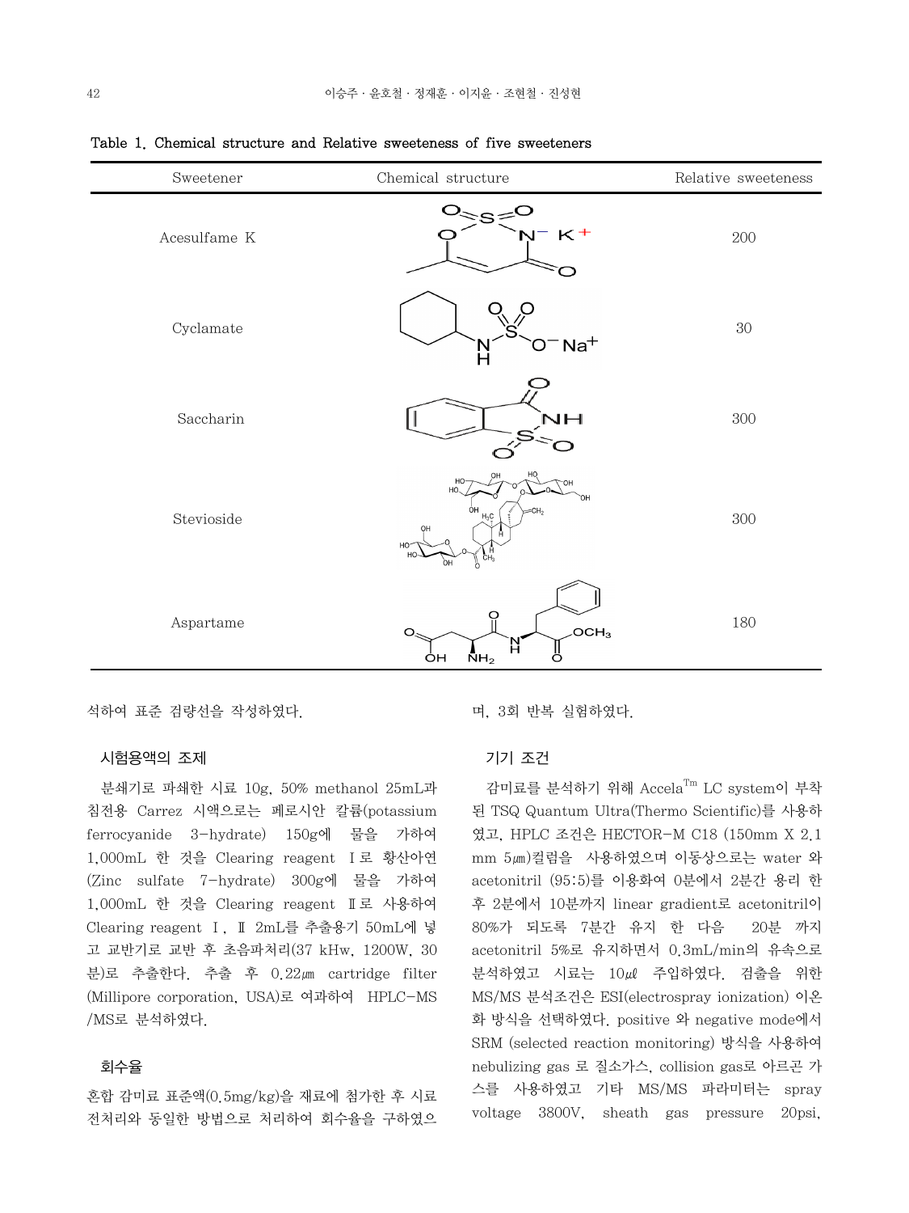Table 1. Chemical structure and Relative sweeteness of five sweeteners

| Sweetener | Chemical structure | Relative sweeteness |
|---|---|---|
| Acesulfame K | | 200 |
| Cyclamate | | 30 |
| Saccharin | | 300 |
| Stevioside | | 300 |
| Aspartame | | 180 |

석하여 표준 검량선을 작성하였다.

### 시험용액의 조제

분쇄기로 파쇄한 시료 10g, 50% methanol 25mL과 침전용 Carrez 시액으로는 페로시안 칼륨(potassium ferrocyanide 3-hydrate) 150g에 물을 가하여 1,000mL 한 것을 Clearing reagent Ⅰ로 황산아연(Zinc sulfate 7-hydrate) 300g에 물을 가하여 1,000mL 한 것을 Clearing reagent Ⅱ로 사용하여 Clearing reagent Ⅰ, Ⅱ 2mL를 추출용기 50mL에 넣고 교반기로 교반 후 초음파처리(37 kHw, 1200W, 30분)로 추출한다. 추출 후 0.22㎛ cartridge filter (Millipore corporation, USA)로 여과하여 HPLC-MS/MS로 분석하였다.

### 회수율

혼합 감미료 표준액(0.5mg/kg)을 재료에 첨가한 후 시료 전처리와 동일한 방법으로 처리하여 회수율을 구하였으며, 3회 반복 실험하였다.

### 기기 조건

감미료를 분석하기 위해 Accela[Tm] LC system이 부착된 TSQ Quantum Ultra(Thermo Scientific)를 사용하였고, HPLC 조건은 HECTOR-M C18 (150mm X 2.1 mm 5㎛)컬럼을 사용하였으며 이동상으로는 water 와 acetonitril (95:5)를 이용화여 0분에서 2분간 용리 한 후 2분에서 10분까지 linear gradient로 acetonitril이 80%가 되도록 7분간 유지 한 다음 20분 까지 acetonitril 5%로 유지하면서 0.3mL/min의 유속으로 분석하였고 시료는 10㎕ 주입하였다. 검출을 위한 MS/MS 분석조건은 ESI(electrospray ionization) 이온화 방식을 선택하였다. positive 와 negative mode에서 SRM (selected reaction monitoring) 방식을 사용하여 nebulizing gas 로 질소가스, collision gas로 아르곤 가스를 사용하였고 기타 MS/MS 파라미터는 spray voltage 3800V, sheath gas pressure 20psi,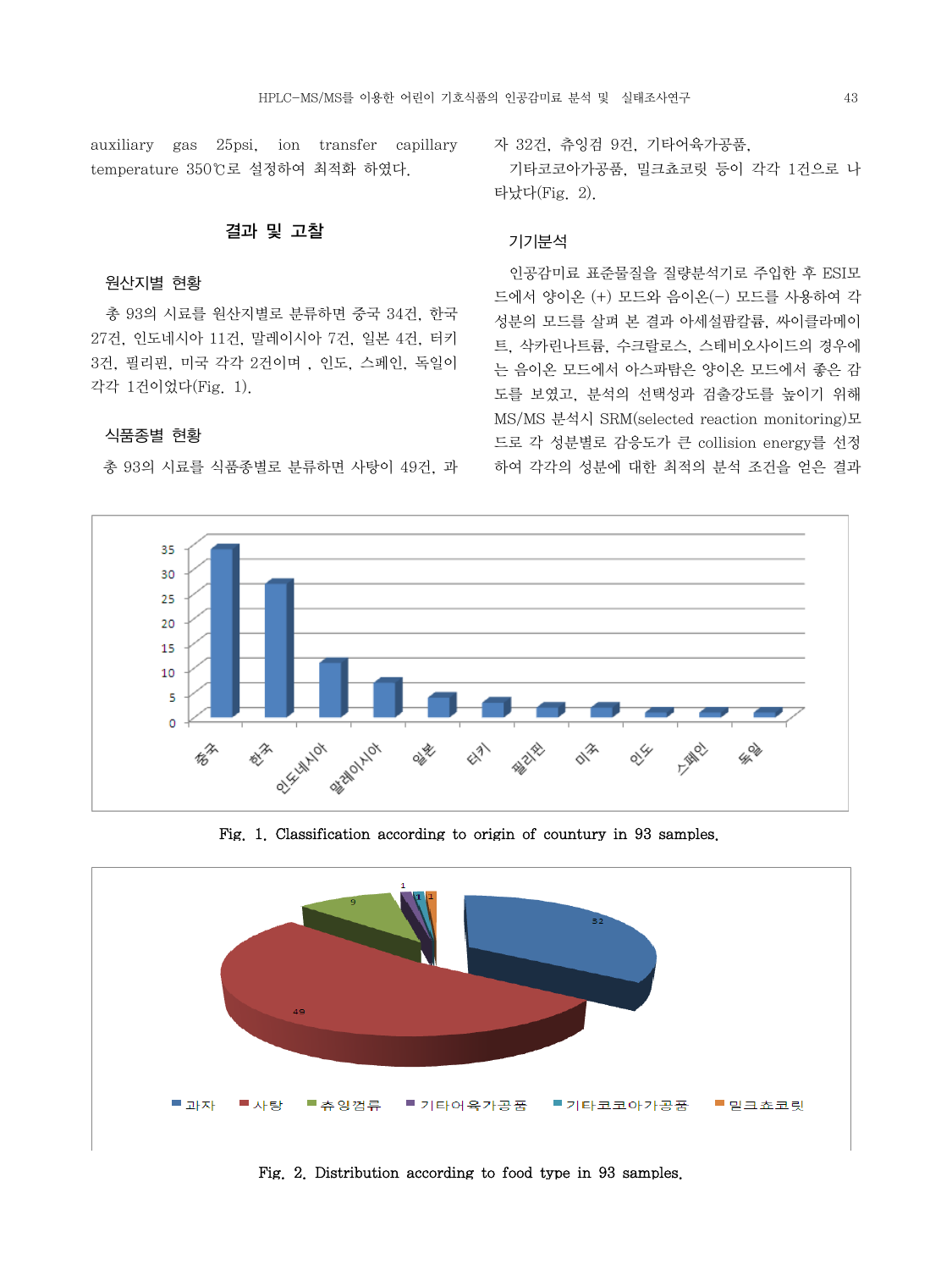auxiliary gas 25psi, ion transfer capillary temperature 350℃로 설정하여 최적화 하였다.

## 결과 및 고찰

### 원산지별 현황

총 93의 시료를 원산지별로 분류하면 중국 34건, 한국 27건, 인도네시아 11건, 말레이시아 7건, 일본 4건, 터키 3건, 필리핀, 미국 각각 2건이며 , 인도, 스페인, 독일이 각각 1건이었다(Fig. 1).

### 식품종별 현황

총 93의 시료를 식품종별로 분류하면 사탕이 49건, 과자 32건, 츄잉검 9건, 기타어육가공품,

기타코코아가공품, 밀크쵸코릿 등이 각각 1건으로 나타났다(Fig. 2).

### 기기분석

인공감미료 표준물질을 질량분석기로 주입한 후 ESI모드에서 양이온 (+) 모드와 음이온(-) 모드를 사용하여 각 성분의 모드를 살펴 본 결과 아세설팜칼륨, 싸이클라메이트, 삭카린나트륨, 수크랄로스, 스테비오사이드의 경우에는 음이온 모드에서 아스파탐은 양이온 모드에서 좋은 감도를 보였고, 분석의 선택성과 검출강도를 높이기 위해 MS/MS 분석시 SRM(selected reaction monitoring)모드로 각 성분별로 감응도가 큰 collision energy를 선정하여 각각의 성분에 대한 최적의 분석 조건을 얻은 결과

Fig. 1. Classification according to origin of countury in 93 samples.

Fig. 2. Distribution according to food type in 93 samples.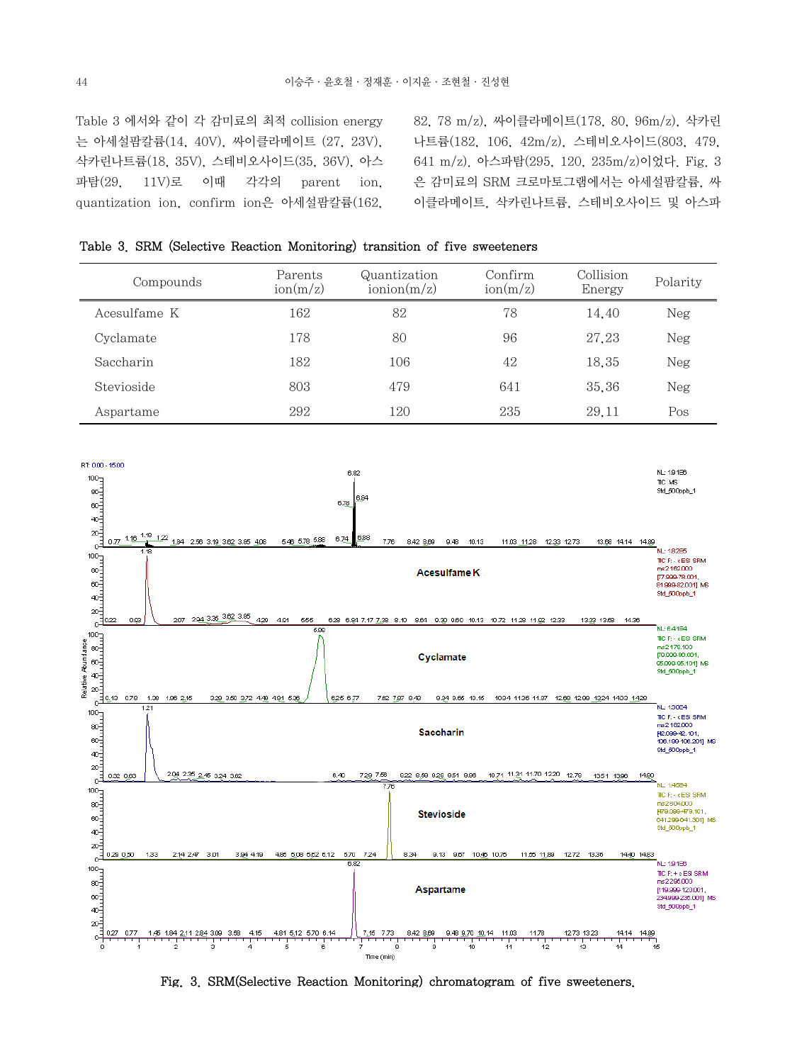Table 3 에서와 같이 각 감미료의 최적 collision energy는 아세설팜칼륨(14, 40V), 싸이클라메이트 (27, 23V), 삭카린나트륨(18, 35V), 스테비오사이드(35, 36V), 아스파탐(29, 11V)로 이때 각각의 parent ion, quantization ion, confirm ion은 아세설팜칼륨(162, 82, 78 m/z), 싸이클라메이트(178, 80, 96m/z), 삭카린나트륨(182, 106, 42m/z), 스테비오사이드(803, 479, 641 m/z), 아스파탐(295, 120, 235m/z)이었다. Fig. 3은 감미료의 SRM 크로마토그램에서는 아세설팜칼륨, 싸이클라메이트, 삭카린나트륨, 스테비오사이드 및 아스파

Table 3. SRM (Selective Reaction Monitoring) transition of five sweeteners

| Compounds | Parents ion(m/z) | Quantization ionion(m/z) | Confirm ion(m/z) | Collision Energy | Polarity |
|---|---|---|---|---|---|
| Acesulfame K | 162 | 82 | 78 | 14,40 | Neg |
| Cyclamate | 178 | 80 | 96 | 27,23 | Neg |
| Saccharin | 182 | 106 | 42 | 18,35 | Neg |
| Stevioside | 803 | 479 | 641 | 35,36 | Neg |
| Aspartame | 292 | 120 | 235 | 29,11 | Pos |

Fig. 3. SRM(Selective Reaction Monitoring) chromatogram of five sweeteners.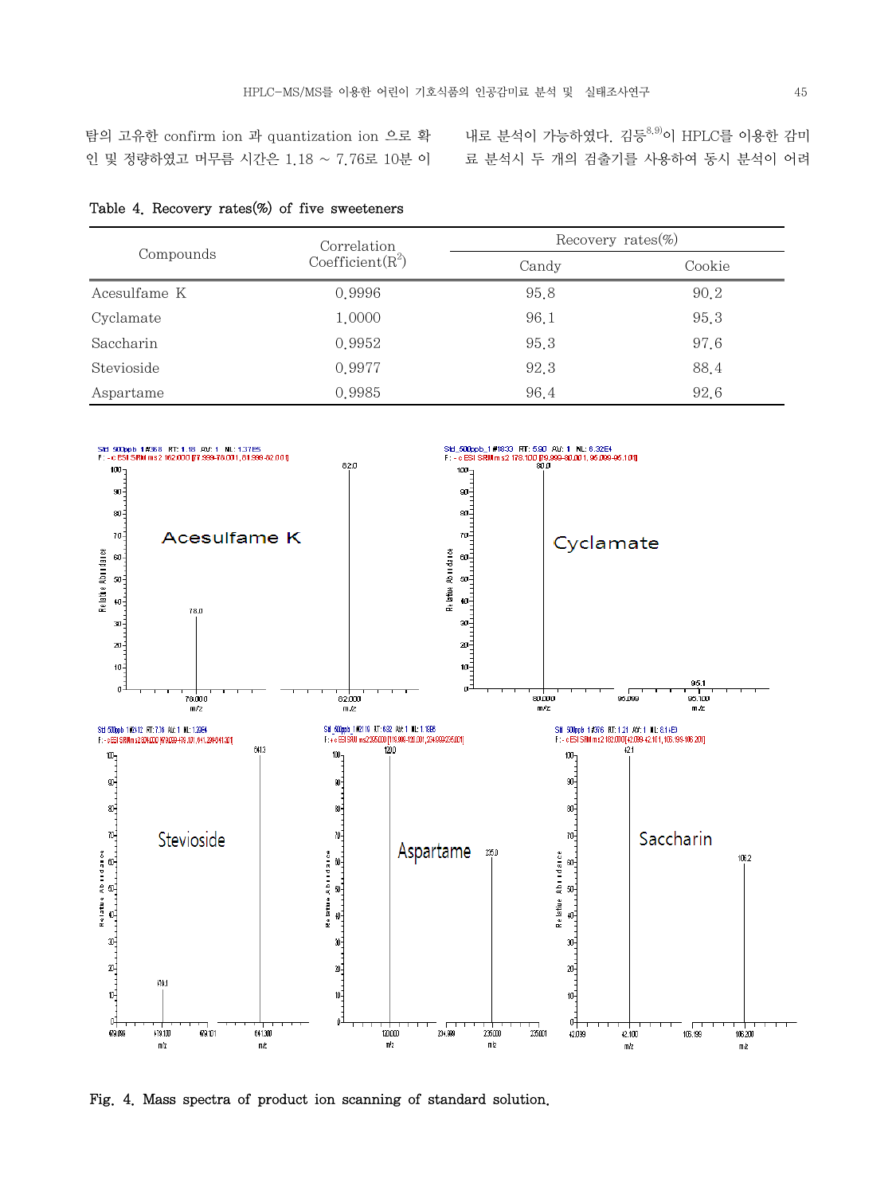탐의 고유한 confirm ion 과 quantization ion 으로 확인 및 정량하였고 머무름 시간은 1.18 ~ 7.76로 10분 이내로 분석이 가능하였다. 김등[8,9]이 HPLC를 이용한 감미료 분석시 두 개의 검출기를 사용하여 동시 분석이 어려

Table 4. Recovery rates(%) of five sweeteners

| Compounds | Correlation Coefficient($R^2$) | Recovery rates(%) | |
|---|---|---|---|
| | | Candy | Cookie |
| Acesulfame K | 0.9996 | 95.8 | 90.2 |
| Cyclamate | 1.0000 | 96.1 | 95.3 |
| Saccharin | 0.9952 | 95.3 | 97.6 |
| Stevioside | 0.9977 | 92.3 | 88.4 |
| Aspartame | 0.9985 | 96.4 | 92.6 |

Fig. 4. Mass spectra of product ion scanning of standard solution.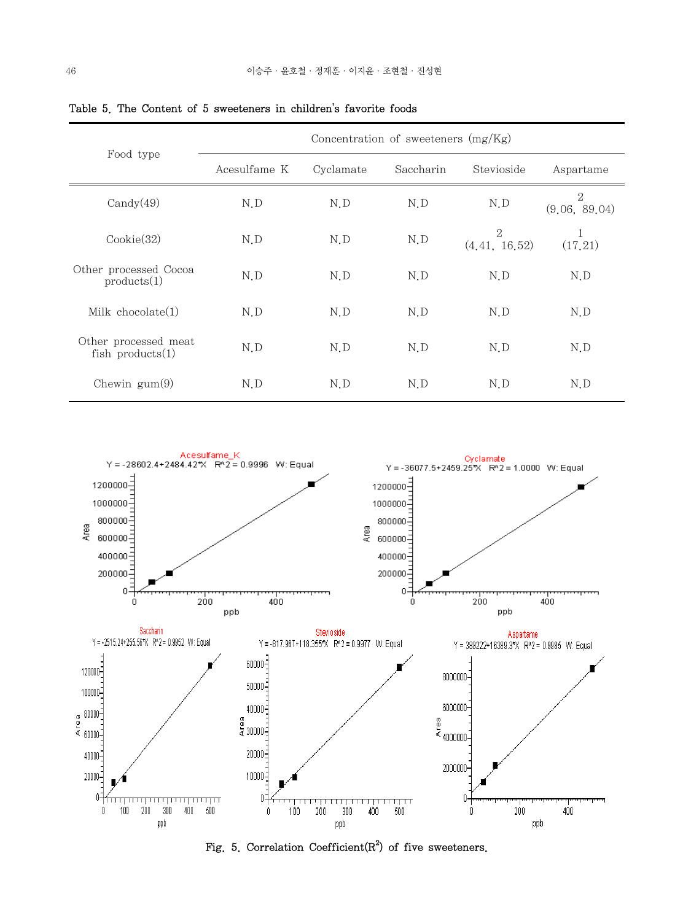Table 5. The Content of 5 sweeteners in children's favorite foods

| Food type | Concentration of sweeteners (mg/Kg) | | | | |
|---|---|---|---|---|---|
| | Acesulfame K | Cyclamate | Saccharin | Stevioside | Aspartame |
| Candy(49) | N.D | N.D | N.D | N.D | 2 (9.06, 89.04) |
| Cookie(32) | N.D | N.D | N.D | 2 (4.41, 16.52) | 1 (17.21) |
| Other processed Cocoa products(1) | N.D | N.D | N.D | N.D | N.D |
| Milk chocolate(1) | N.D | N.D | N.D | N.D | N.D |
| Other processed meat fish products(1) | N.D | N.D | N.D | N.D | N.D |
| Chewin gum(9) | N.D | N.D | N.D | N.D | N.D |

Fig. 5. Correlation Coefficient($R^2$) of five sweeteners.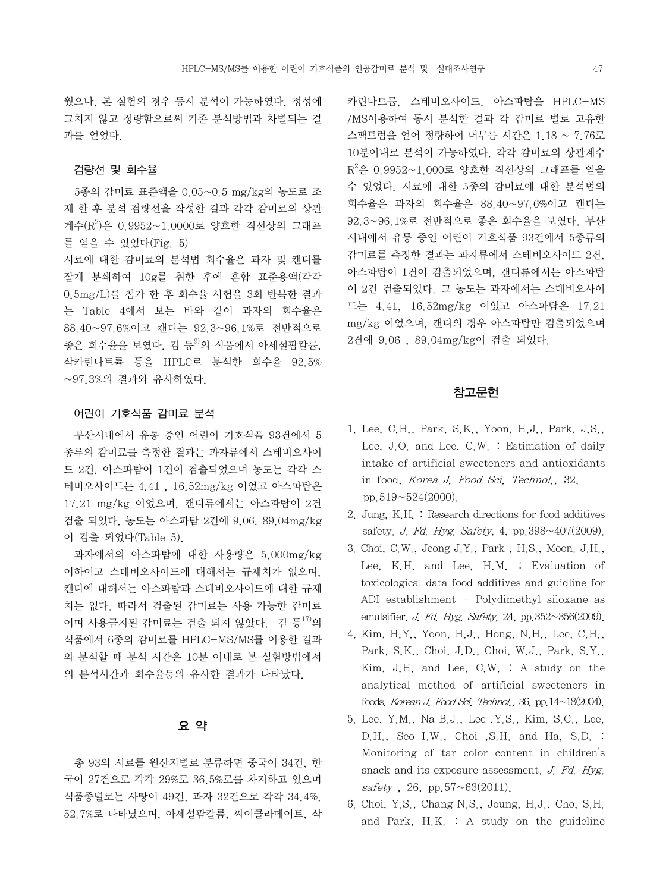웠으나, 본 실험의 경우 동시 분석이 가능하였다. 정성에 그치지 않고 정량함으로써 기존 분석방법과 차별되는 결과를 얻었다.

### 검량선 및 회수율

5종의 감미료 표준액을 0.05~0.5 mg/kg의 농도로 조제 한 후 분석 검량선을 작성한 결과 각각 감미료의 상관계수($R^2$)은 0.9952~1.0000로 양호한 직선상의 그래프를 얻을 수 있었다(Fig. 5)

시료에 대한 감미료의 분석법 회수율은 과자 및 캔디를 잘게 분쇄하여 10g를 취한 후에 혼합 표준용액(각각 0.5mg/L)를 첨가 한 후 회수율 시험을 3회 반복한 결과는 Table 4에서 보는 바와 같이 과자의 회수율은 88.40~97.6%이고 캔디는 92.3~96.1%로 전반적으로 좋은 회수율을 보였다. 김 등[9]의 식품에서 아세설팜칼륨, 삭카린나트륨 등을 HPLC로 분석한 회수율 92.5% ~97.3%의 결과와 유사하였다.

### 어린이 기호식품 감미료 분석

부산시내에서 유통 중인 어린이 기호식품 93건에서 5 종류의 감미료를 측정한 결과는 과자류에서 스테비오사이드 2건, 아스파탐이 1건이 검출되었으며 농도는 각각 스테비오사이드는 4.41 , 16.52mg/kg 이었고 아스파탐은 17.21 mg/kg 이었으며, 캔디류에서는 아스파탐이 2건 검출 되었다. 농도는 아스파탐 2건에 9.06, 89.04mg/kg 이 검출 되었다(Table 5).

과자에서의 아스파탐에 대한 사용량은 5,000mg/kg 이하이고 스테비오사이드에 대해서는 규제치가 없으며, 캔디에 대해서는 아스파탐과 스테비오사이드에 대한 규제치는 없다. 따라서 검출된 감미료는 사용 가능한 감미료이며 사용금지된 감미료는 검출 되지 않았다. 김 등[17]의 식품에서 6종의 감미료를 HPLC-MS/MS를 이용한 결과와 분석할 때 분석 시간은 10분 이내로 본 실험방법에서의 분석시간과 회수율등의 유사한 결과가 나타났다.

## 요 약

총 93의 시료를 원산지별로 분류하면 중국이 34건, 한국이 27건으로 각각 29%로 36.5%로를 차지하고 있으며 식품종별로는 사탕이 49건, 과자 32건으로 각각 34.4%, 52.7%로 나타났으며, 아세설팜칼륨, 싸이클라메이트, 삭카린나트륨, 스테비오사이드, 아스파탐을 HPLC-MS /MS이용하여 동시 분석한 결과 각 감미료 별로 고유한 스팩트럼을 얻어 정량하여 머무름 시간은 1.18 ~ 7.76로 10분이내로 분석이 가능하였다. 각각 감미료의 상관계수 $R^2$은 0.9952~1.000로 양호한 직선상의 그래프를 얻을 수 있었다. 시료에 대한 5종의 감미료에 대한 분석법의 회수율은 과자의 회수율은 88.40~97.6%이고 캔디는 92.3~96.1%로 전반적으로 좋은 회수율을 보였다. 부산시내에서 유통 중인 어린이 기호식품 93건에서 5종류의 감미료를 측정한 결과는 과자류에서 스테비오사이드 2건, 아스파탐이 1건이 검출되었으며, 캔디류에서는 아스파탐이 2건 검출되었다. 그 농도는 과자에서는 스테비오사이드는 4.41, 16.52mg/kg 이었고 아스파탐은 17.21 mg/kg 이었으며, 캔디의 경우 아스파탐만 검출되었으며 2건에 9.06 , 89.04mg/kg이 검출 되었다.

## 참고문헌

1. Lee, C.H., Park, S.K., Yoon, H.J., Park, J.S., Lee, J.O. and Lee, C.W. : Estimation of daily intake of artificial sweeteners and antioxidants in food. *Korea J. Food Sci. Technol.*, 32, pp.519~524(2000).
2. Jung, K.H. : Research directions for food additives safety. *J. Fd. Hyg. Safety*, 4, pp.398~407(2009).
3. Choi, C.W., Jeong J.Y., Park , H.S., Moon, J.H., Lee, K.H. and Lee, H.M. : Evaluation of toxicological data food additives and guidline for ADI establishment - Polydimethyl siloxane as emulsifier. *J. Fd. Hyg. Safety*, 24, pp.352~356(2009).
4. Kim, H.Y., Yoon, H.J., Hong, N.H., Lee, C.H., Park, S.K., Choi, J.D., Choi, W.J., Park, S.Y., Kim, J.H. and Lee, C.W. : A study on the analytical method of artificial sweeteners in foods. *Korean J. Food Sci. Technol.*, 36, pp.14~18(2004).
5. Lee, Y.M., Na B.J., Lee ,Y.S., Kim, S.C., Lee, D.H., Seo I.W., Choi ,S.H. and Ha, S.D. : Monitoring of tar color content in children's snack and its exposure assessment. *J. Fd. Hyg. safety* , 26, pp.57~63(2011).
6. Choi, Y.S., Chang N.S., Joung, H.J., Cho, S.H. and Park, H.K. : A study on the guideline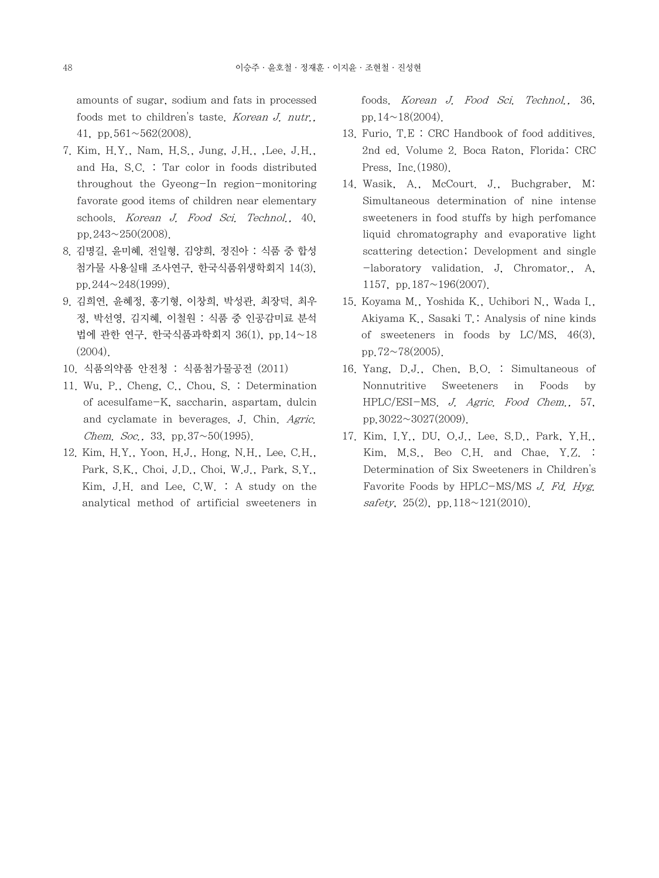amounts of sugar, sodium and fats in processed foods met to children's taste. *Korean J. nutr.*, 41, pp.561~562(2008).

7. Kim, H.Y., Nam, H.S., Jung, J.H., ,Lee, J.H., and Ha, S.C. : Tar color in foods distributed throughout the Gyeong-In region-monitoring favorate good items of children near elementary schools. *Korean J. Food Sci. Technol.*, 40, pp.243~250(2008).
8. 김명길, 윤미혜, 전일형, 김양희, 정진아 : 식품 중 합성첨가물 사용실태 조사연구, 한국식품위생학회지 14(3), pp.244~248(1999).
9. 김희연, 윤혜정, 홍기형, 이창희, 박성관, 최장덕, 최우정, 박선영, 김지혜, 이철원 : 식품 중 인공감미료 분석법에 관한 연구, 한국식품과학회지 36(1), pp.14~18 (2004).
10. 식품의약품 안전청 : 식품첨가물공전 (2011)
11. Wu, P., Cheng, C., Chou, S. : Determination of acesulfame-K, saccharin, aspartam, dulcin and cyclamate in beverages. J. Chin. *Agric. Chem. Soc.*, 33, pp.37~50(1995).
12. Kim, H.Y., Yoon, H.J., Hong, N.H., Lee, C.H., Park, S.K., Choi, J.D., Choi, W.J., Park, S.Y., Kim, J.H. and Lee, C.W. : A study on the analytical method of artificial sweeteners in foods. *Korean J. Food Sci. Technol.*, 36, pp.14~18(2004).
13. Furio, T.E : CRC Handbook of food additives. 2nd ed. Volume 2. Boca Raton, Florida: CRC Press, Inc.(1980).
14. Wasik, A., McCourt, J., Buchgraber, M: Simultaneous determination of nine intense sweeteners in food stuffs by high perfomance liquid chromatography and evaporative light scattering detection; Development and single -laboratory validation. J, Chromator., A, 1157, pp.187~196(2007).
15. Koyama M., Yoshida K., Uchibori N., Wada I., Akiyama K., Sasaki T.: Analysis of nine kinds of sweeteners in foods by LC/MS, 46(3), pp.72~78(2005).
16. Yang, D.J., Chen, B.O. : Simultaneous of Nonnutritive Sweeteners in Foods by HPLC/ESI-MS. *J. Agric. Food Chem.*, 57, pp.3022~3027(2009).
17. Kim, I.Y., DU, O.J., Lee, S.D., Park, Y.H., Kim, M.S., Beo C.H. and Chae, Y.Z. : Determination of Six Sweeteners in Children's Favorite Foods by HPLC-MS/MS *J. Fd. Hyg. safety*, 25(2), pp.118~121(2010).